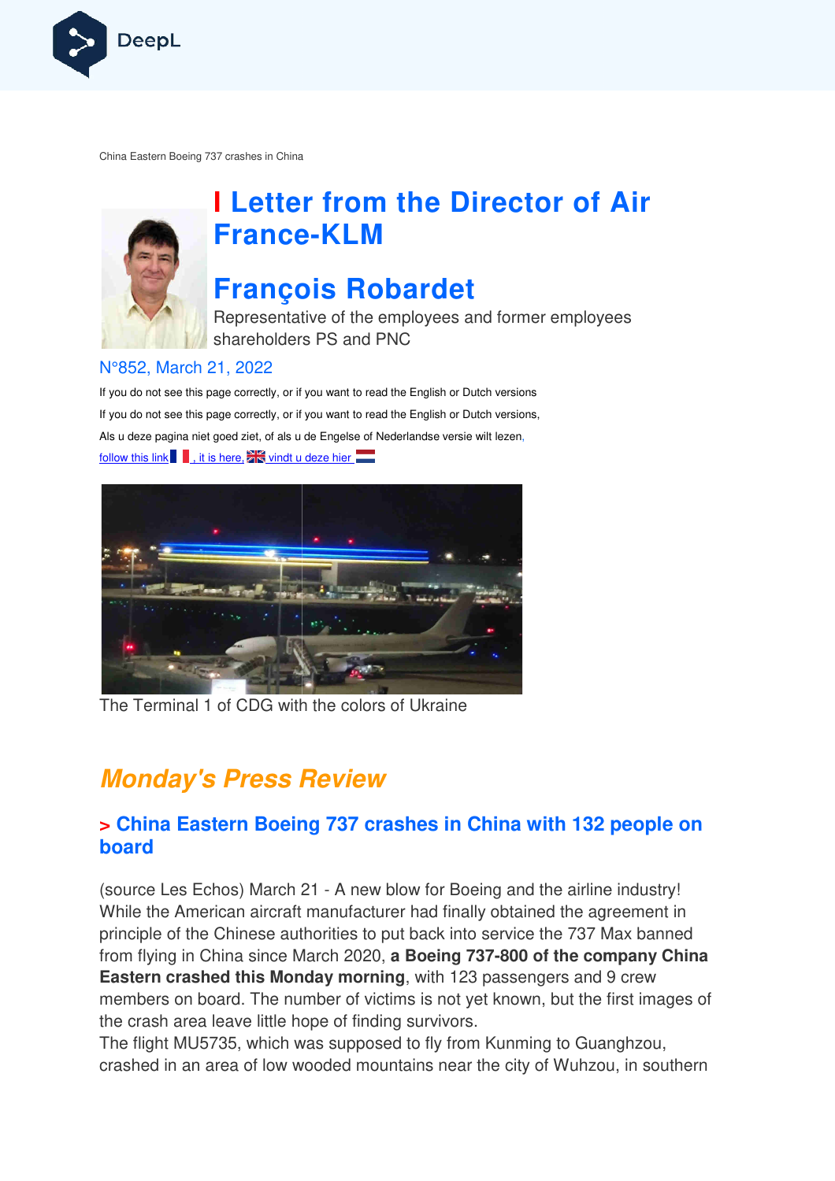China Eastern Boeing 737 crashes in China

# Letter from the Director of Air France-KLM

## François Robardet

Representative of the employees and former employees shareholders PS and PNC

N°852, March 21, 2022

If you do not see this page correctly, or if you want to read the English or Dutch versions

If you do not see this page correctly, or if you want to read the English or Dutch versions,

Als u deze pagina niet goed ziet, of als u de Engelse of Nederlandse versie wilt lezen,

follow this link , it is here, vindt u deze hier

The Terminal 1 of CDG with the colors of Ukraine

## *Monday's Press Review*

### > China Eastern Boeing 737 crashes in China with 132 people on board

(source Les Echos) March 21 - A new blow for Boeing and the airline industry! While the American aircraft manufacturer had finally obtained the agreement in principle of the Chinese authorities to put back into service the 737 Max banned from flying in China since March 2020, **a Boeing 737-800 of the company China Eastern crashed this Monday morning**, with 123 passengers and 9 crew members on board. The number of victims is not yet known, but the first images of the crash area leave little hope of finding survivors.

The flight MU5735, which was supposed to fly from Kunming to Guanghzou, crashed in an area of low wooded mountains near the city of Wuhzou, in southern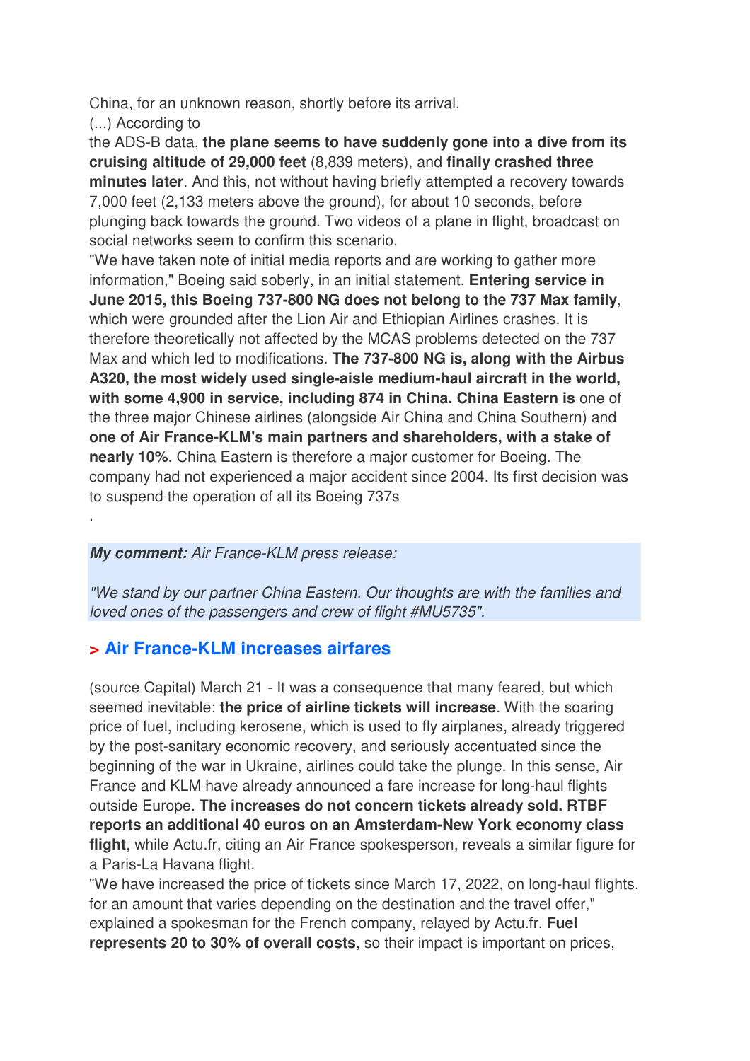China, for an unknown reason, shortly before its arrival.
(...) According to
the ADS-B data, **the plane seems to have suddenly gone into a dive from its cruising altitude of 29,000 feet** (8,839 meters), and **finally crashed three minutes later**. And this, not without having briefly attempted a recovery towards 7,000 feet (2,133 meters above the ground), for about 10 seconds, before plunging back towards the ground. Two videos of a plane in flight, broadcast on social networks seem to confirm this scenario.
"We have taken note of initial media reports and are working to gather more information," Boeing said soberly, in an initial statement. **Entering service in June 2015, this Boeing 737-800 NG does not belong to the 737 Max family**, which were grounded after the Lion Air and Ethiopian Airlines crashes. It is therefore theoretically not affected by the MCAS problems detected on the 737 Max and which led to modifications. **The 737-800 NG is, along with the Airbus A320, the most widely used single-aisle medium-haul aircraft in the world, with some 4,900 in service, including 874 in China. China Eastern is** one of the three major Chinese airlines (alongside Air China and China Southern) and **one of Air France-KLM's main partners and shareholders, with a stake of nearly 10%**. China Eastern is therefore a major customer for Boeing. The company had not experienced a major accident since 2004. Its first decision was to suspend the operation of all its Boeing 737s
.

***My comment:*** *Air France-KLM press release:*

*"We stand by our partner China Eastern. Our thoughts are with the families and loved ones of the passengers and crew of flight #MU5735".*

## > Air France-KLM increases airfares

(source Capital) March 21 - It was a consequence that many feared, but which seemed inevitable: **the price of airline tickets will increase**. With the soaring price of fuel, including kerosene, which is used to fly airplanes, already triggered by the post-sanitary economic recovery, and seriously accentuated since the beginning of the war in Ukraine, airlines could take the plunge. In this sense, Air France and KLM have already announced a fare increase for long-haul flights outside Europe. **The increases do not concern tickets already sold. RTBF reports an additional 40 euros on an Amsterdam-New York economy class flight**, while Actu.fr, citing an Air France spokesperson, reveals a similar figure for a Paris-La Havana flight.
"We have increased the price of tickets since March 17, 2022, on long-haul flights, for an amount that varies depending on the destination and the travel offer," explained a spokesman for the French company, relayed by Actu.fr. **Fuel represents 20 to 30% of overall costs**, so their impact is important on prices,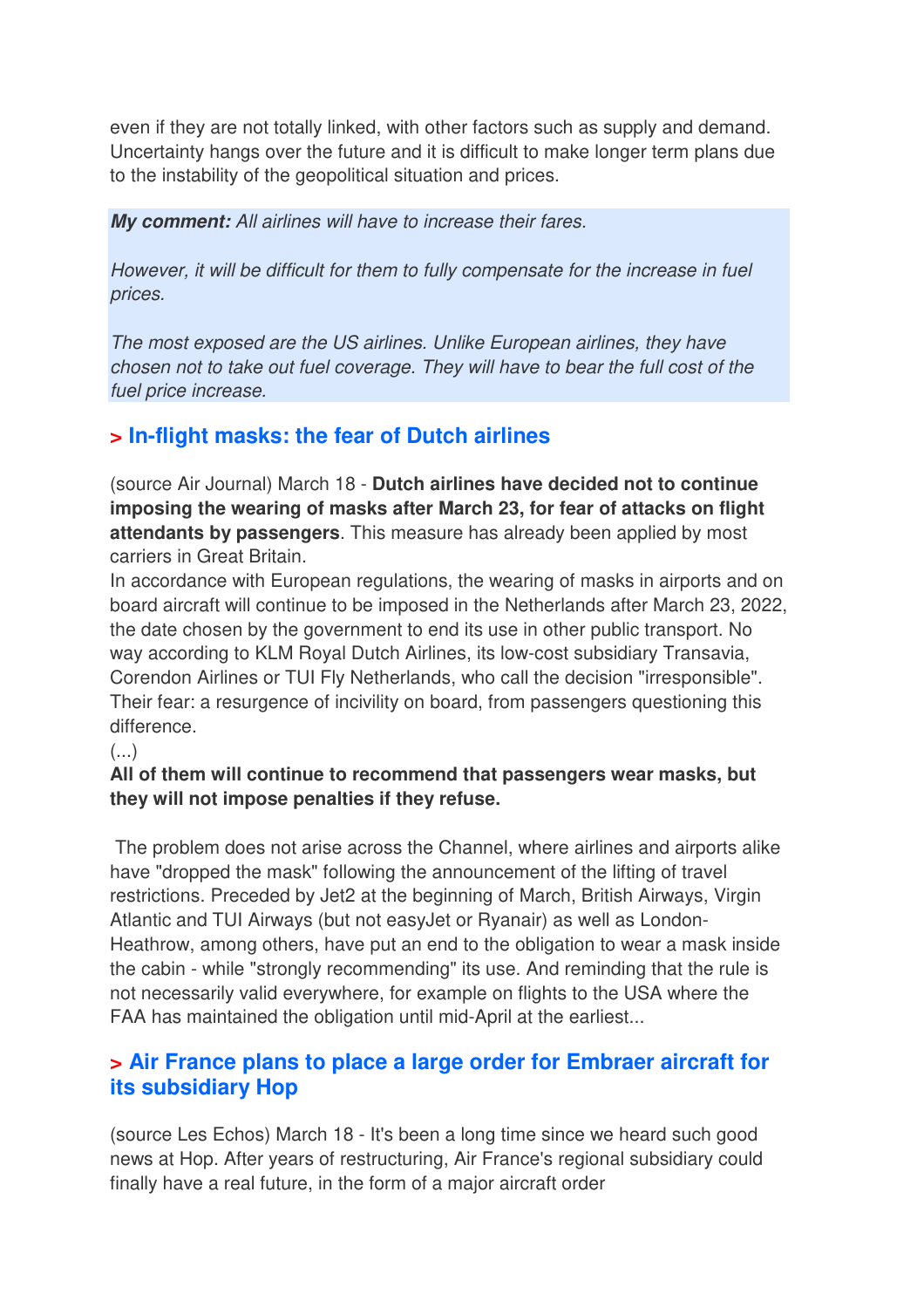even if they are not totally linked, with other factors such as supply and demand. Uncertainty hangs over the future and it is difficult to make longer term plans due to the instability of the geopolitical situation and prices.

***My comment:*** *All airlines will have to increase their fares.*

*However, it will be difficult for them to fully compensate for the increase in fuel prices.*

*The most exposed are the US airlines. Unlike European airlines, they have chosen not to take out fuel coverage. They will have to bear the full cost of the fuel price increase.*

## > In-flight masks: the fear of Dutch airlines

(source Air Journal) March 18 - **Dutch airlines have decided not to continue imposing the wearing of masks after March 23, for fear of attacks on flight attendants by passengers**. This measure has already been applied by most carriers in Great Britain.
In accordance with European regulations, the wearing of masks in airports and on board aircraft will continue to be imposed in the Netherlands after March 23, 2022, the date chosen by the government to end its use in other public transport. No way according to KLM Royal Dutch Airlines, its low-cost subsidiary Transavia, Corendon Airlines or TUI Fly Netherlands, who call the decision "irresponsible". Their fear: a resurgence of incivility on board, from passengers questioning this difference.
(...)
**All of them will continue to recommend that passengers wear masks, but they will not impose penalties if they refuse.**

The problem does not arise across the Channel, where airlines and airports alike have "dropped the mask" following the announcement of the lifting of travel restrictions. Preceded by Jet2 at the beginning of March, British Airways, Virgin Atlantic and TUI Airways (but not easyJet or Ryanair) as well as London-Heathrow, among others, have put an end to the obligation to wear a mask inside the cabin - while "strongly recommending" its use. And reminding that the rule is not necessarily valid everywhere, for example on flights to the USA where the FAA has maintained the obligation until mid-April at the earliest...

## > Air France plans to place a large order for Embraer aircraft for its subsidiary Hop

(source Les Echos) March 18 - It's been a long time since we heard such good news at Hop. After years of restructuring, Air France's regional subsidiary could finally have a real future, in the form of a major aircraft order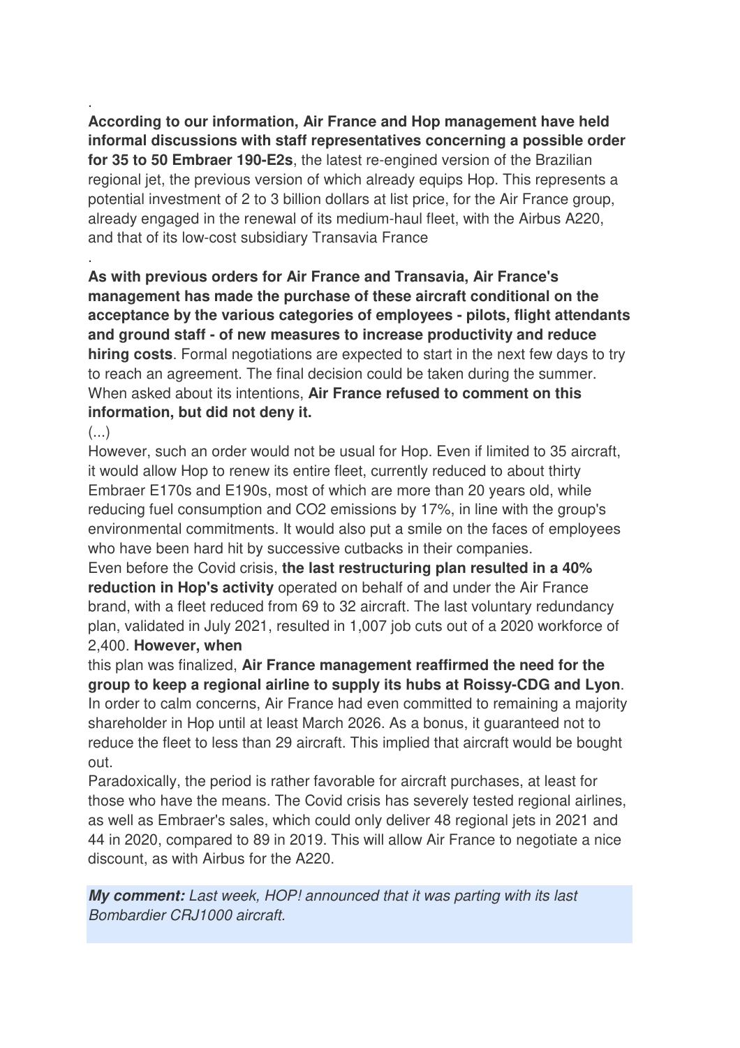.

**According to our information, Air France and Hop management have held informal discussions with staff representatives concerning a possible order for 35 to 50 Embraer 190-E2s**, the latest re-engined version of the Brazilian regional jet, the previous version of which already equips Hop. This represents a potential investment of 2 to 3 billion dollars at list price, for the Air France group, already engaged in the renewal of its medium-haul fleet, with the Airbus A220, and that of its low-cost subsidiary Transavia France

.

**As with previous orders for Air France and Transavia, Air France's management has made the purchase of these aircraft conditional on the acceptance by the various categories of employees - pilots, flight attendants and ground staff - of new measures to increase productivity and reduce hiring costs**. Formal negotiations are expected to start in the next few days to try to reach an agreement. The final decision could be taken during the summer. When asked about its intentions, **Air France refused to comment on this information, but did not deny it.**

(...)

However, such an order would not be usual for Hop. Even if limited to 35 aircraft, it would allow Hop to renew its entire fleet, currently reduced to about thirty Embraer E170s and E190s, most of which are more than 20 years old, while reducing fuel consumption and $CO_2$ emissions by 17%, in line with the group's environmental commitments. It would also put a smile on the faces of employees who have been hard hit by successive cutbacks in their companies.

Even before the Covid crisis, **the last restructuring plan resulted in a 40% reduction in Hop's activity** operated on behalf of and under the Air France brand, with a fleet reduced from 69 to 32 aircraft. The last voluntary redundancy plan, validated in July 2021, resulted in 1,007 job cuts out of a 2020 workforce of 2,400. **However, when this plan was finalized, Air France management reaffirmed the need for the group to keep a regional airline to supply its hubs at Roissy-CDG and Lyon**. In order to calm concerns, Air France had even committed to remaining a majority shareholder in Hop until at least March 2026. As a bonus, it guaranteed not to reduce the fleet to less than 29 aircraft. This implied that aircraft would be bought out.

Paradoxically, the period is rather favorable for aircraft purchases, at least for those who have the means. The Covid crisis has severely tested regional airlines, as well as Embraer's sales, which could only deliver 48 regional jets in 2021 and 44 in 2020, compared to 89 in 2019. This will allow Air France to negotiate a nice discount, as with Airbus for the A220.

***My comment:*** *Last week, HOP! announced that it was parting with its last Bombardier CRJ1000 aircraft.*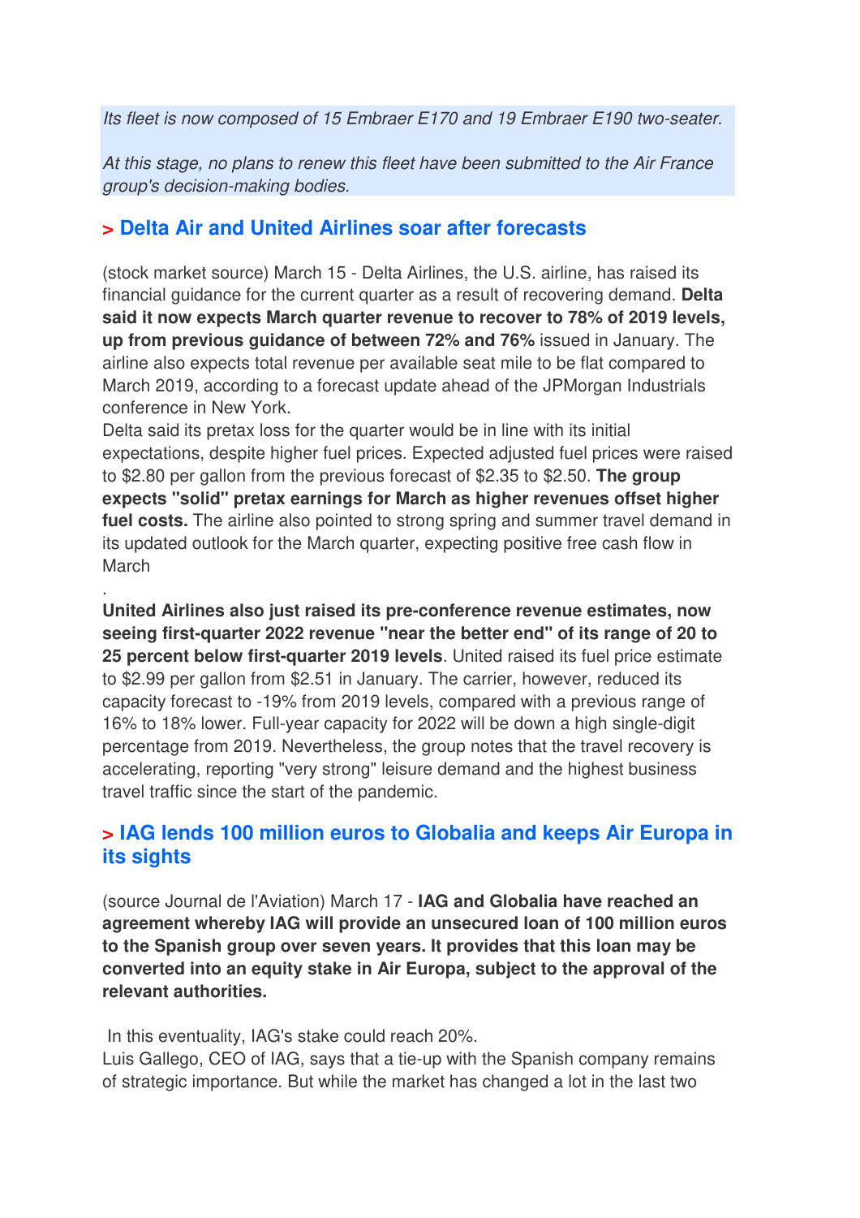*Its fleet is now composed of 15 Embraer E170 and 19 Embraer E190 two-seater.*

*At this stage, no plans to renew this fleet have been submitted to the Air France group's decision-making bodies.*

## > Delta Air and United Airlines soar after forecasts

(stock market source) March 15 - Delta Airlines, the U.S. airline, has raised its financial guidance for the current quarter as a result of recovering demand. **Delta said it now expects March quarter revenue to recover to 78% of 2019 levels, up from previous guidance of between 72% and 76%** issued in January. The airline also expects total revenue per available seat mile to be flat compared to March 2019, according to a forecast update ahead of the JPMorgan Industrials conference in New York.
Delta said its pretax loss for the quarter would be in line with its initial expectations, despite higher fuel prices. Expected adjusted fuel prices were raised to $2.80 per gallon from the previous forecast of $2.35 to $2.50. **The group expects "solid" pretax earnings for March as higher revenues offset higher fuel costs.** The airline also pointed to strong spring and summer travel demand in its updated outlook for the March quarter, expecting positive free cash flow in March

.
**United Airlines also just raised its pre-conference revenue estimates, now seeing first-quarter 2022 revenue "near the better end" of its range of 20 to 25 percent below first-quarter 2019 levels**. United raised its fuel price estimate to $2.99 per gallon from $2.51 in January. The carrier, however, reduced its capacity forecast to -19% from 2019 levels, compared with a previous range of 16% to 18% lower. Full-year capacity for 2022 will be down a high single-digit percentage from 2019. Nevertheless, the group notes that the travel recovery is accelerating, reporting "very strong" leisure demand and the highest business travel traffic since the start of the pandemic.

## > IAG lends 100 million euros to Globalia and keeps Air Europa in its sights

(source Journal de l'Aviation) March 17 - **IAG and Globalia have reached an agreement whereby IAG will provide an unsecured loan of 100 million euros to the Spanish group over seven years. It provides that this loan may be converted into an equity stake in Air Europa, subject to the approval of the relevant authorities.**

In this eventuality, IAG's stake could reach 20%.
Luis Gallego, CEO of IAG, says that a tie-up with the Spanish company remains of strategic importance. But while the market has changed a lot in the last two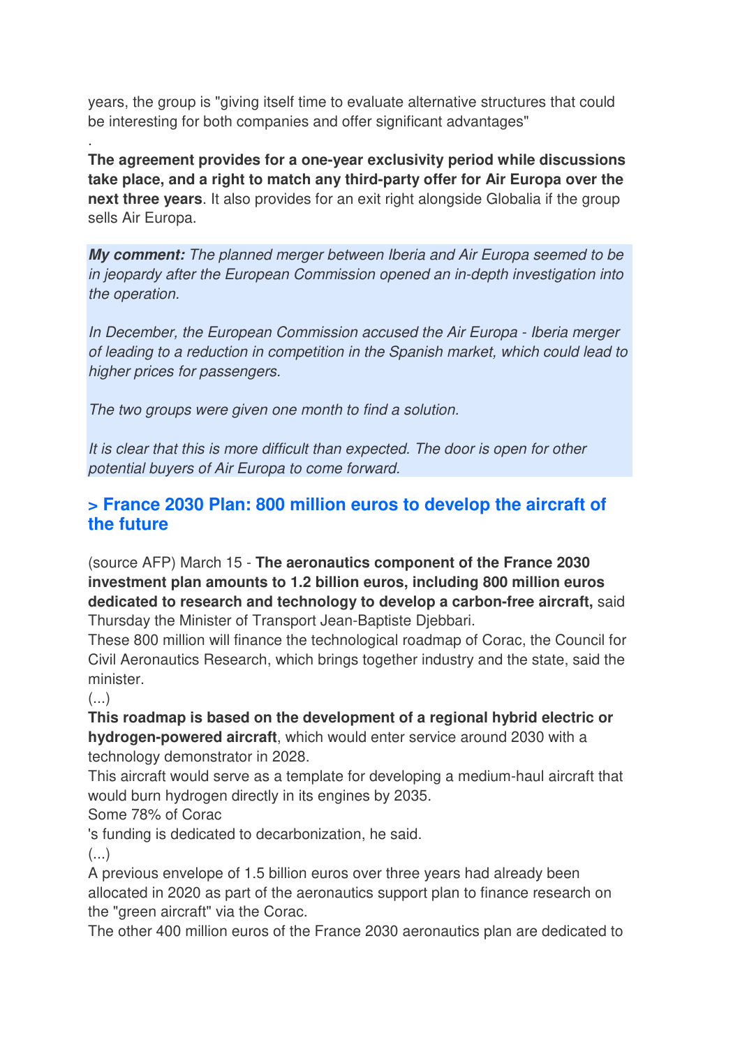years, the group is "giving itself time to evaluate alternative structures that could be interesting for both companies and offer significant advantages"

.

**The agreement provides for a one-year exclusivity period while discussions take place, and a right to match any third-party offer for Air Europa over the next three years**. It also provides for an exit right alongside Globalia if the group sells Air Europa.

***My comment:*** *The planned merger between Iberia and Air Europa seemed to be in jeopardy after the European Commission opened an in-depth investigation into the operation.*

*In December, the European Commission accused the Air Europa - Iberia merger of leading to a reduction in competition in the Spanish market, which could lead to higher prices for passengers.*

*The two groups were given one month to find a solution.*

*It is clear that this is more difficult than expected. The door is open for other potential buyers of Air Europa to come forward.*

## > France 2030 Plan: 800 million euros to develop the aircraft of the future

(source AFP) March 15 - **The aeronautics component of the France 2030 investment plan amounts to 1.2 billion euros, including 800 million euros dedicated to research and technology to develop a carbon-free aircraft,** said Thursday the Minister of Transport Jean-Baptiste Djebbari.

These 800 million will finance the technological roadmap of Corac, the Council for Civil Aeronautics Research, which brings together industry and the state, said the minister.

(...)

**This roadmap is based on the development of a regional hybrid electric or hydrogen-powered aircraft**, which would enter service around 2030 with a technology demonstrator in 2028.

This aircraft would serve as a template for developing a medium-haul aircraft that would burn hydrogen directly in its engines by 2035.

Some 78% of Corac

's funding is dedicated to decarbonization, he said.

(...)

A previous envelope of 1.5 billion euros over three years had already been allocated in 2020 as part of the aeronautics support plan to finance research on the "green aircraft" via the Corac.

The other 400 million euros of the France 2030 aeronautics plan are dedicated to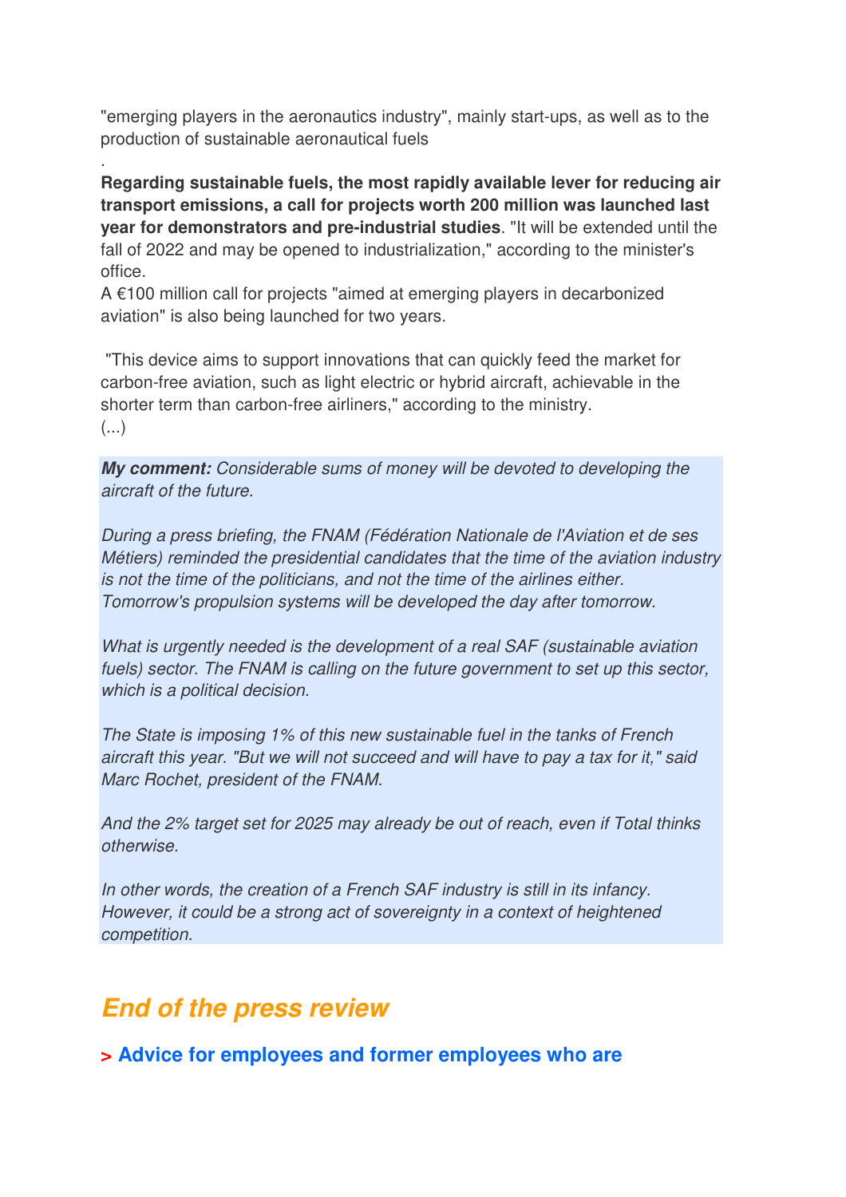"emerging players in the aeronautics industry", mainly start-ups, as well as to the production of sustainable aeronautical fuels

.

**Regarding sustainable fuels, the most rapidly available lever for reducing air transport emissions, a call for projects worth 200 million was launched last year for demonstrators and pre-industrial studies**. "It will be extended until the fall of 2022 and may be opened to industrialization," according to the minister's office.
A €100 million call for projects "aimed at emerging players in decarbonized aviation" is also being launched for two years.

"This device aims to support innovations that can quickly feed the market for carbon-free aviation, such as light electric or hybrid aircraft, achievable in the shorter term than carbon-free airliners," according to the ministry.
(...)

***My comment:*** *Considerable sums of money will be devoted to developing the aircraft of the future.*

*During a press briefing, the FNAM (Fédération Nationale de l'Aviation et de ses Métiers) reminded the presidential candidates that the time of the aviation industry is not the time of the politicians, and not the time of the airlines either. Tomorrow's propulsion systems will be developed the day after tomorrow.*

*What is urgently needed is the development of a real SAF (sustainable aviation fuels) sector. The FNAM is calling on the future government to set up this sector, which is a political decision.*

*The State is imposing 1% of this new sustainable fuel in the tanks of French aircraft this year. "But we will not succeed and will have to pay a tax for it," said Marc Rochet, president of the FNAM.*

*And the 2% target set for 2025 may already be out of reach, even if Total thinks otherwise.*

*In other words, the creation of a French SAF industry is still in its infancy. However, it could be a strong act of sovereignty in a context of heightened competition.*

## *End of the press review*

**> Advice for employees and former employees who are**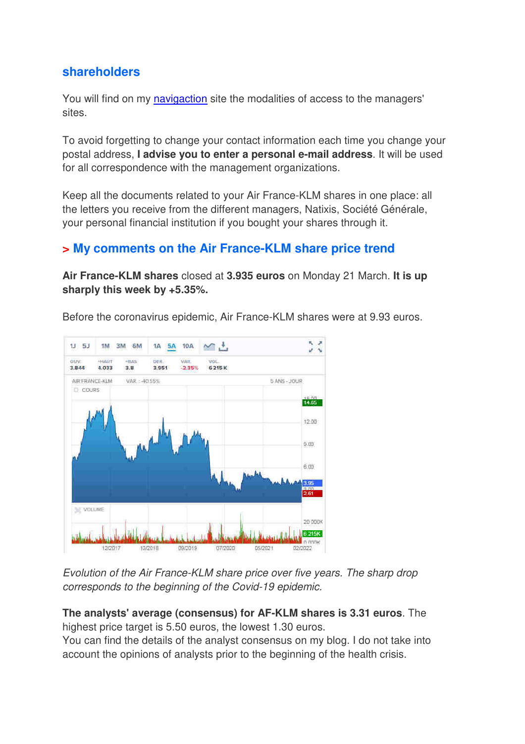## shareholders

You will find on my navigaction site the modalities of access to the managers' sites.

To avoid forgetting to change your contact information each time you change your postal address, **I advise you to enter a personal e-mail address**. It will be used for all correspondence with the management organizations.

Keep all the documents related to your Air France-KLM shares in one place: all the letters you receive from the different managers, Natixis, Société Générale, your personal financial institution if you bought your shares through it.

## > My comments on the Air France-KLM share price trend

**Air France-KLM shares** closed at **3.935 euros** on Monday 21 March. **It is up sharply this week by +5.35%.**

Before the coronavirus epidemic, Air France-KLM shares were at 9.93 euros.

*Evolution of the Air France-KLM share price over five years. The sharp drop corresponds to the beginning of the Covid-19 epidemic.*

**The analysts' average (consensus) for AF-KLM shares is 3.31 euros**. The highest price target is 5.50 euros, the lowest 1.30 euros.
You can find the details of the analyst consensus on my blog. I do not take into account the opinions of analysts prior to the beginning of the health crisis.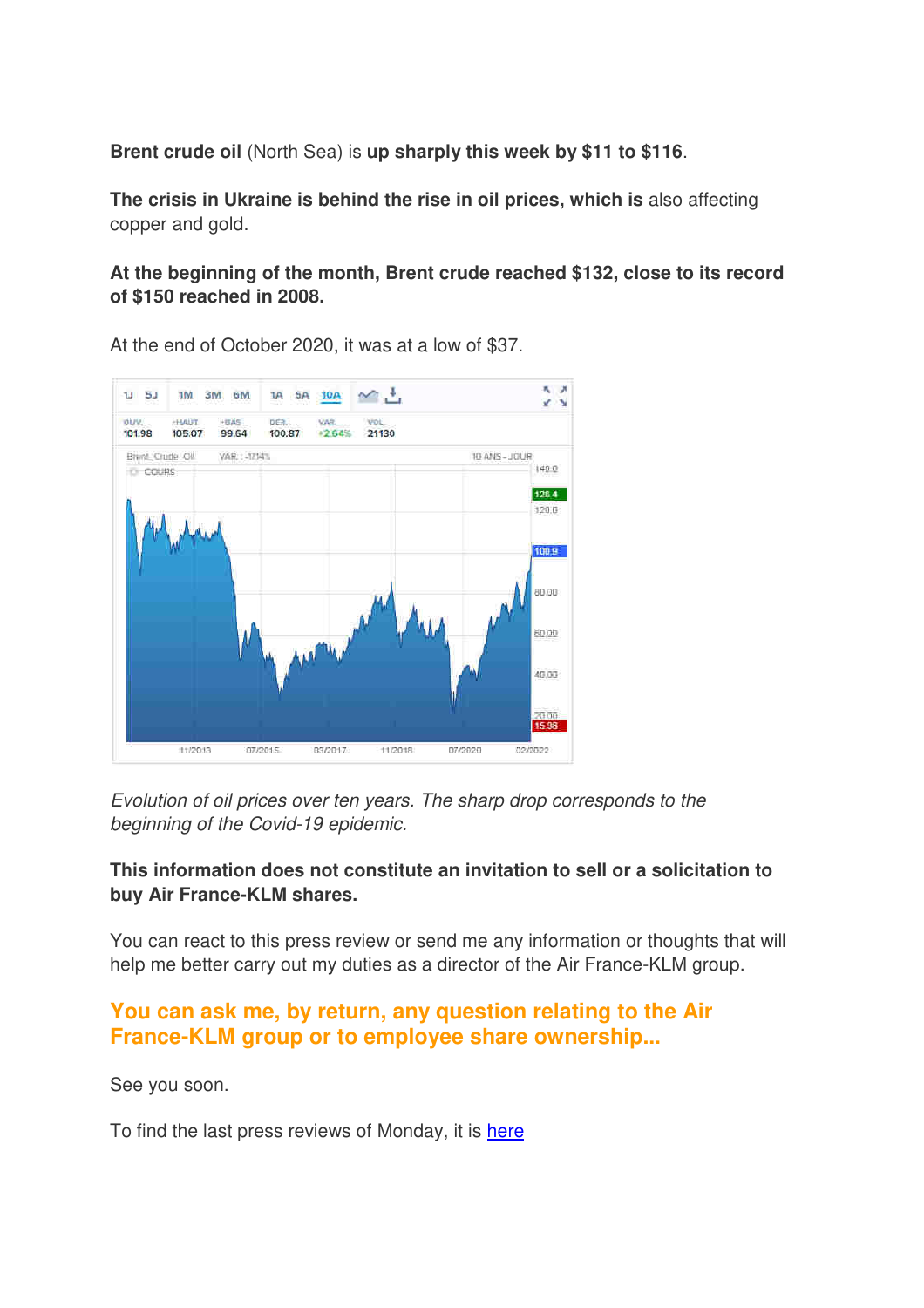**Brent crude oil** (North Sea) is **up sharply this week by $11 to $116**.

**The crisis in Ukraine is behind the rise in oil prices, which is** also affecting copper and gold.

**At the beginning of the month, Brent crude reached $132, close to its record of $150 reached in 2008.**

At the end of October 2020, it was at a low of $37.

*Evolution of oil prices over ten years. The sharp drop corresponds to the beginning of the Covid-19 epidemic.*

**This information does not constitute an invitation to sell or a solicitation to buy Air France-KLM shares.**

You can react to this press review or send me any information or thoughts that will help me better carry out my duties as a director of the Air France-KLM group.

## You can ask me, by return, any question relating to the Air France-KLM group or to employee share ownership...

See you soon.

To find the last press reviews of Monday, it is here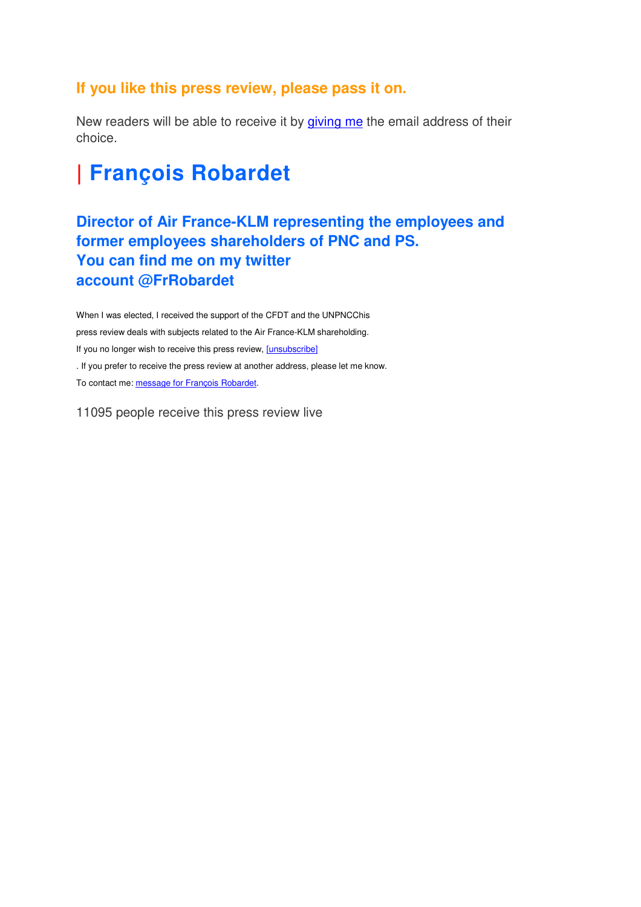## If you like this press review, please pass it on.

New readers will be able to receive it by giving me the email address of their choice.

# | François Robardet

### Director of Air France-KLM representing the employees and former employees shareholders of PNC and PS.
### You can find me on my twitter account @FrRobardet

When I was elected, I received the support of the CFDT and the UNPNCChis press review deals with subjects related to the Air France-KLM shareholding.

If you no longer wish to receive this press review, [unsubscribe]

. If you prefer to receive the press review at another address, please let me know.

To contact me: message for François Robardet.

11095 people receive this press review live